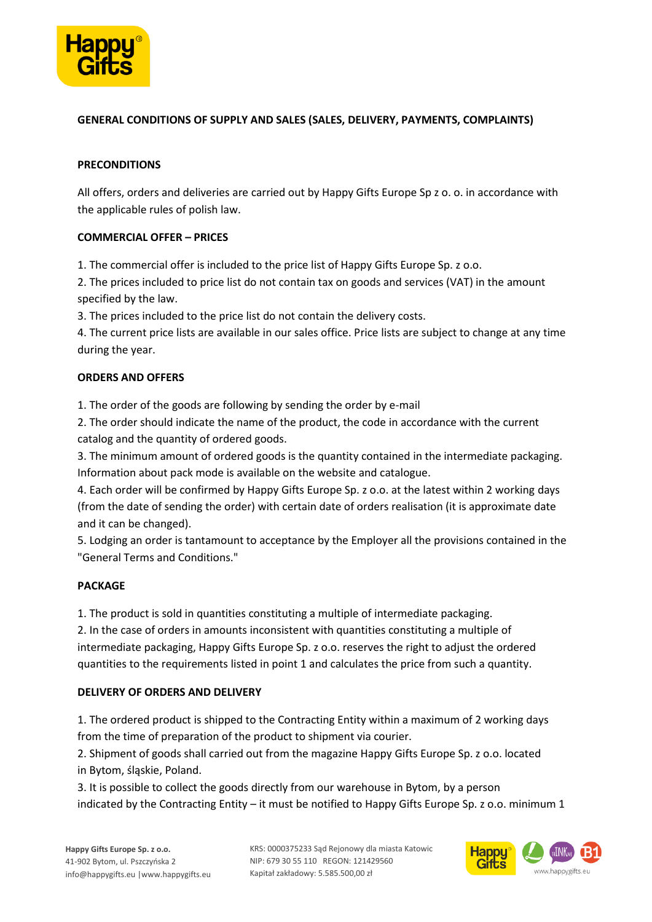## GENERAL CONDITIONS OF SUPPLY AND SALES (SALES, DELIVERY, PAYMENTS, COMPLAINTS)

### PRECONDITIONS

All offers, orders and deliveries are carried out by Happy Gifts Europe Sp z o. o. in accordance with the applicable rules of polish law.

### COMMERCIAL OFFER – PRICES

1. The commercial offer is included to the price list of Happy Gifts Europe Sp. z o.o.
2. The prices included to price list do not contain tax on goods and services (VAT) in the amount specified by the law.
3. The prices included to the price list do not contain the delivery costs.
4. The current price lists are available in our sales office. Price lists are subject to change at any time during the year.

### ORDERS AND OFFERS

1. The order of the goods are following by sending the order by e-mail
2. The order should indicate the name of the product, the code in accordance with the current catalog and the quantity of ordered goods.
3. The minimum amount of ordered goods is the quantity contained in the intermediate packaging. Information about pack mode is available on the website and catalogue.
4. Each order will be confirmed by Happy Gifts Europe Sp. z o.o. at the latest within 2 working days (from the date of sending the order) with certain date of orders realisation (it is approximate date and it can be changed).
5. Lodging an order is tantamount to acceptance by the Employer all the provisions contained in the "General Terms and Conditions."

### PACKAGE

1. The product is sold in quantities constituting a multiple of intermediate packaging.
2. In the case of orders in amounts inconsistent with quantities constituting a multiple of intermediate packaging, Happy Gifts Europe Sp. z o.o. reserves the right to adjust the ordered quantities to the requirements listed in point 1 and calculates the price from such a quantity.

### DELIVERY OF ORDERS AND DELIVERY

1. The ordered product is shipped to the Contracting Entity within a maximum of 2 working days from the time of preparation of the product to shipment via courier.
2. Shipment of goods shall carried out from the magazine Happy Gifts Europe Sp. z o.o. located in Bytom, śląskie, Poland.
3. It is possible to collect the goods directly from our warehouse in Bytom, by a person indicated by the Contracting Entity – it must be notified to Happy Gifts Europe Sp. z o.o. minimum 1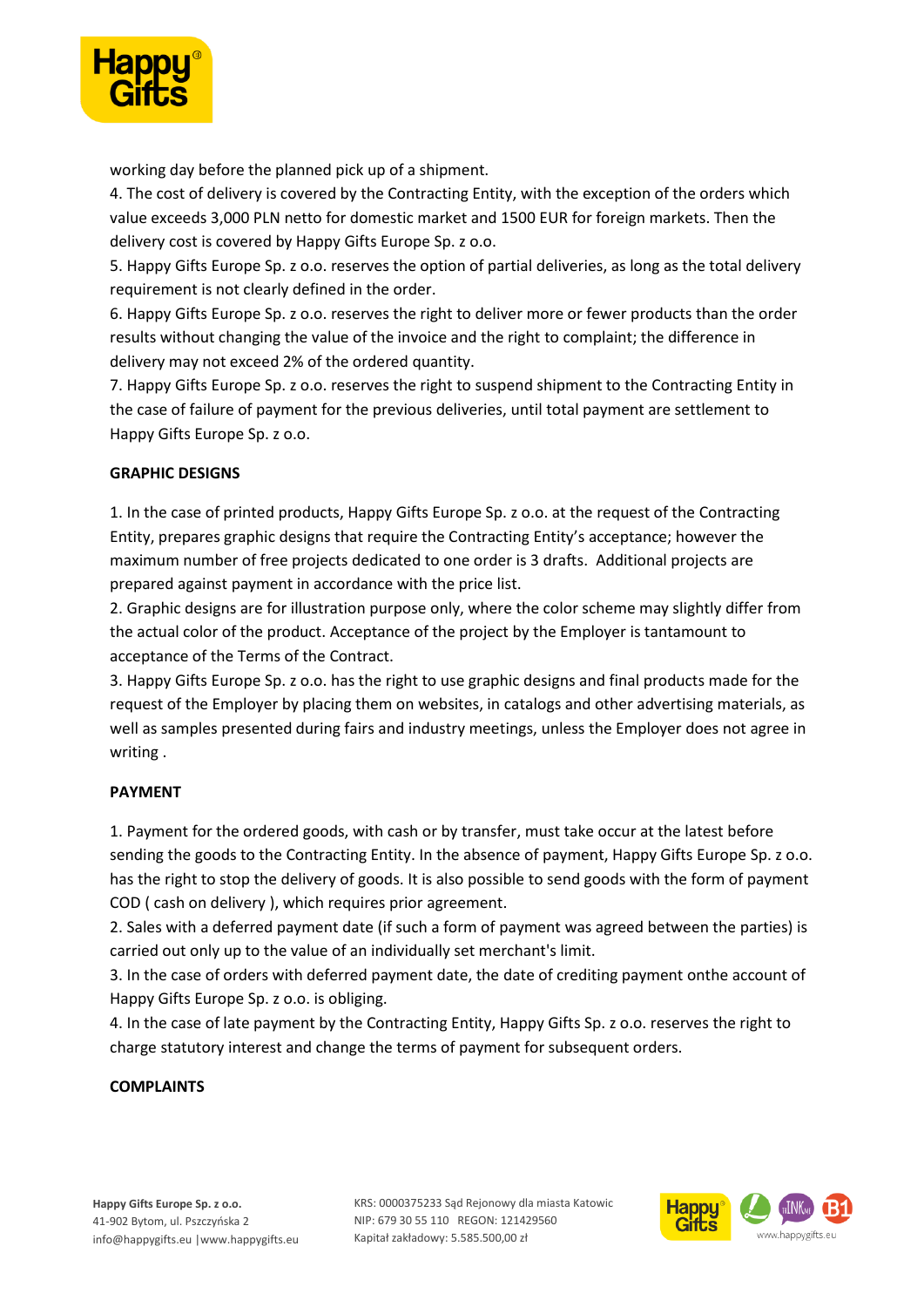working day before the planned pick up of a shipment.

4. The cost of delivery is covered by the Contracting Entity, with the exception of the orders which value exceeds 3,000 PLN netto for domestic market and 1500 EUR for foreign markets. Then the delivery cost is covered by Happy Gifts Europe Sp. z o.o.

5. Happy Gifts Europe Sp. z o.o. reserves the option of partial deliveries, as long as the total delivery requirement is not clearly defined in the order.

6. Happy Gifts Europe Sp. z o.o. reserves the right to deliver more or fewer products than the order results without changing the value of the invoice and the right to complaint; the difference in delivery may not exceed 2% of the ordered quantity.

7. Happy Gifts Europe Sp. z o.o. reserves the right to suspend shipment to the Contracting Entity in the case of failure of payment for the previous deliveries, until total payment are settlement to Happy Gifts Europe Sp. z o.o.

**GRAPHIC DESIGNS**

1. In the case of printed products, Happy Gifts Europe Sp. z o.o. at the request of the Contracting Entity, prepares graphic designs that require the Contracting Entity's acceptance; however the maximum number of free projects dedicated to one order is 3 drafts. Additional projects are prepared against payment in accordance with the price list.

2. Graphic designs are for illustration purpose only, where the color scheme may slightly differ from the actual color of the product. Acceptance of the project by the Employer is tantamount to acceptance of the Terms of the Contract.

3. Happy Gifts Europe Sp. z o.o. has the right to use graphic designs and final products made for the request of the Employer by placing them on websites, in catalogs and other advertising materials, as well as samples presented during fairs and industry meetings, unless the Employer does not agree in writing .

**PAYMENT**

1. Payment for the ordered goods, with cash or by transfer, must take occur at the latest before sending the goods to the Contracting Entity. In the absence of payment, Happy Gifts Europe Sp. z o.o. has the right to stop the delivery of goods. It is also possible to send goods with the form of payment COD ( cash on delivery ), which requires prior agreement.

2. Sales with a deferred payment date (if such a form of payment was agreed between the parties) is carried out only up to the value of an individually set merchant's limit.

3. In the case of orders with deferred payment date, the date of crediting payment onthe account of Happy Gifts Europe Sp. z o.o. is obliging.

4. In the case of late payment by the Contracting Entity, Happy Gifts Sp. z o.o. reserves the right to charge statutory interest and change the terms of payment for subsequent orders.

**COMPLAINTS**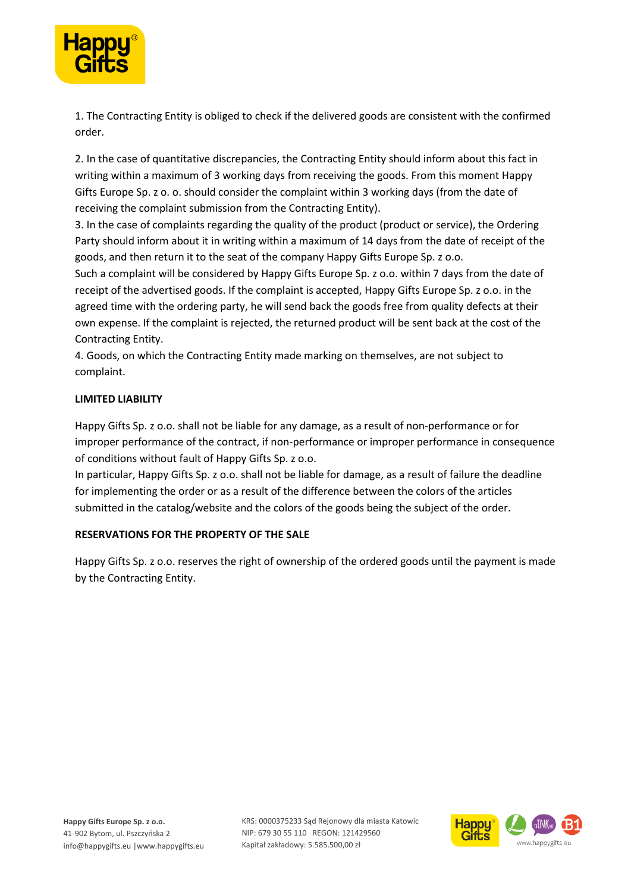1. The Contracting Entity is obliged to check if the delivered goods are consistent with the confirmed order.

2. In the case of quantitative discrepancies, the Contracting Entity should inform about this fact in writing within a maximum of 3 working days from receiving the goods. From this moment Happy Gifts Europe Sp. z o. o. should consider the complaint within 3 working days (from the date of receiving the complaint submission from the Contracting Entity).

3. In the case of complaints regarding the quality of the product (product or service), the Ordering Party should inform about it in writing within a maximum of 14 days from the date of receipt of the goods, and then return it to the seat of the company Happy Gifts Europe Sp. z o.o.

Such a complaint will be considered by Happy Gifts Europe Sp. z o.o. within 7 days from the date of receipt of the advertised goods. If the complaint is accepted, Happy Gifts Europe Sp. z o.o. in the agreed time with the ordering party, he will send back the goods free from quality defects at their own expense. If the complaint is rejected, the returned product will be sent back at the cost of the Contracting Entity.

4. Goods, on which the Contracting Entity made marking on themselves, are not subject to complaint.

**LIMITED LIABILITY**

Happy Gifts Sp. z o.o. shall not be liable for any damage, as a result of non-performance or for improper performance of the contract, if non-performance or improper performance in consequence of conditions without fault of Happy Gifts Sp. z o.o.

In particular, Happy Gifts Sp. z o.o. shall not be liable for damage, as a result of failure the deadline for implementing the order or as a result of the difference between the colors of the articles submitted in the catalog/website and the colors of the goods being the subject of the order.

**RESERVATIONS FOR THE PROPERTY OF THE SALE**

Happy Gifts Sp. z o.o. reserves the right of ownership of the ordered goods until the payment is made by the Contracting Entity.